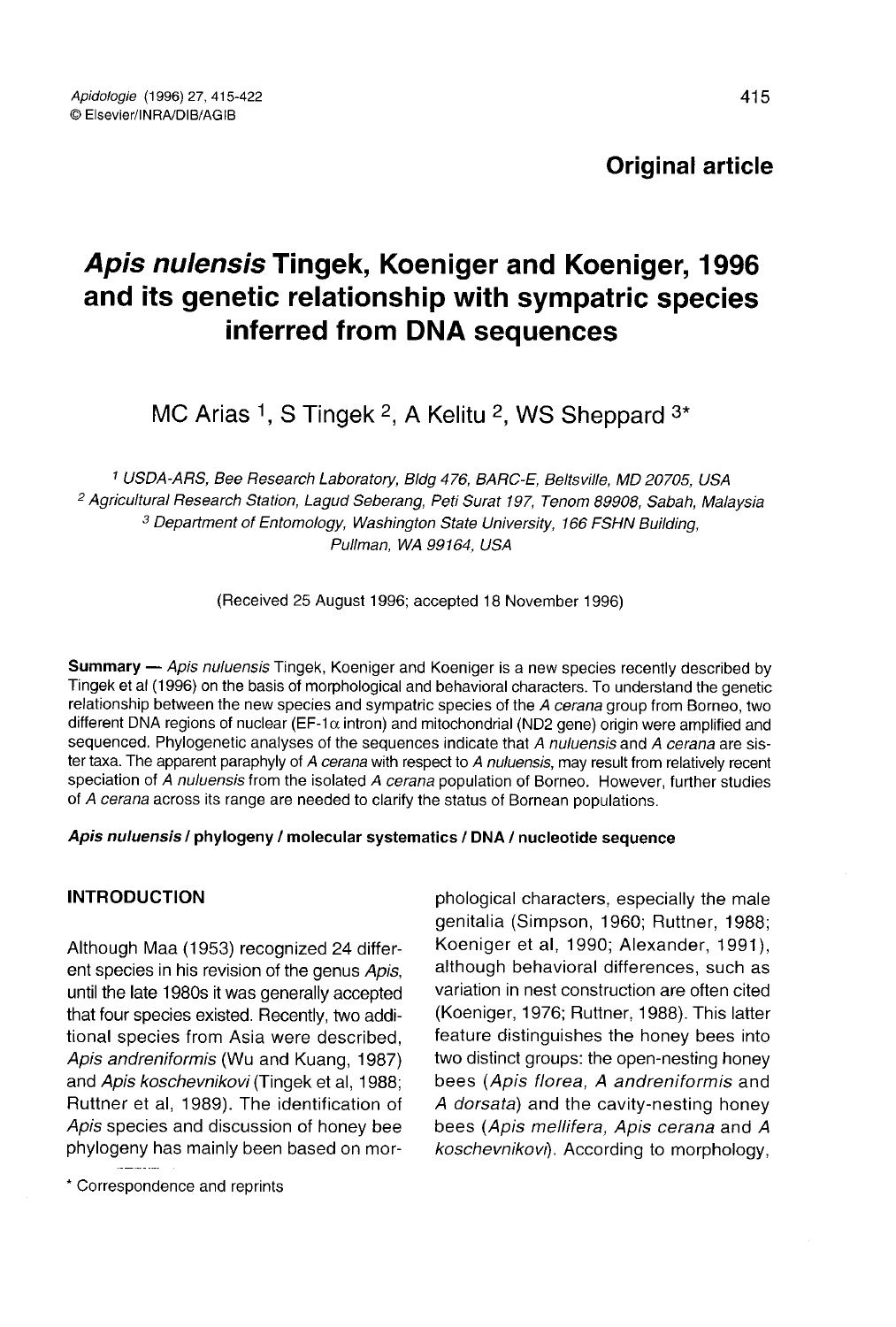Original article

# *Apis nulensis* Tingek, Koeniger and Koeniger, 1996 and its genetic relationship with sympatric species inferred from DNA sequences

MC Arias [1], S Tingek [2], A Kelitu [2], WS Sheppard [3*]

[1] USDA-ARS, Bee Research Laboratory, Bldg 476, BARC-E, Beltsville, MD 20705, USA
[2] Agricultural Research Station, Lagud Seberang, Peti Surat 197, Tenom 89908, Sabah, Malaysia
[3] Department of Entomology, Washington State University, 166 FSHN Building, Pullman, WA 99164, USA

(Received 25 August 1996; accepted 18 November 1996)

**Summary** — *Apis nuluensis* Tingek, Koeniger and Koeniger is a new species recently described by Tingek et al (1996) on the basis of morphological and behavioral characters. To understand the genetic relationship between the new species and sympatric species of the *A cerana* group from Borneo, two different DNA regions of nuclear (EF-1$\alpha$ intron) and mitochondrial (ND2 gene) origin were amplified and sequenced. Phylogenetic analyses of the sequences indicate that *A nuluensis* and *A cerana* are sister taxa. The apparent paraphyly of *A cerana* with respect to *A nuluensis*, may result from relatively recent speciation of *A nuluensis* from the isolated *A cerana* population of Borneo. However, further studies of *A cerana* across its range are needed to clarify the status of Bornean populations.

***Apis nuluensis* / phylogeny / molecular systematics / DNA / nucleotide sequence**

## INTRODUCTION

Although Maa (1953) recognized 24 different species in his revision of the genus *Apis*, until the late 1980s it was generally accepted that four species existed. Recently, two additional species from Asia were described, *Apis andreniformis* (Wu and Kuang, 1987) and *Apis koschevnikovi* (Tingek et al, 1988; Ruttner et al, 1989). The identification of *Apis* species and discussion of honey bee phylogeny has mainly been based on morphological characters, especially the male genitalia (Simpson, 1960; Ruttner, 1988; Koeniger et al, 1990; Alexander, 1991), although behavioral differences, such as variation in nest construction are often cited (Koeniger, 1976; Ruttner, 1988). This latter feature distinguishes the honey bees into two distinct groups: the open-nesting honey bees (*Apis florea*, *A andreniformis* and *A dorsata*) and the cavity-nesting honey bees (*Apis mellifera*, *Apis cerana* and *A koschevnikovi*). According to morphology,

* Correspondence and reprints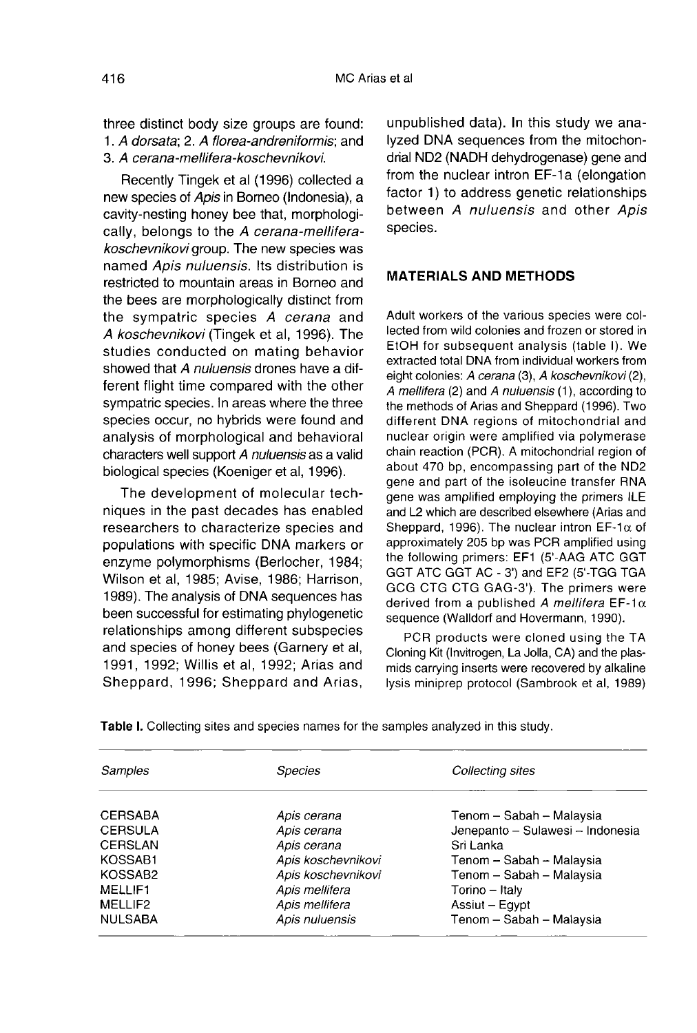three distinct body size groups are found: 1. *A dorsata*; 2. *A florea-andreniformis*; and 3. *A cerana-mellifera-koschevnikovi*.

Recently Tingek et al (1996) collected a new species of *Apis* in Borneo (Indonesia), a cavity-nesting honey bee that, morphologically, belongs to the *A cerana-mellifera-koschevnikovi* group. The new species was named *Apis nuluensis*. Its distribution is restricted to mountain areas in Borneo and the bees are morphologically distinct from the sympatric species *A cerana* and *A koschevnikovi* (Tingek et al, 1996). The studies conducted on mating behavior showed that *A nuluensis* drones have a different flight time compared with the other sympatric species. In areas where the three species occur, no hybrids were found and analysis of morphological and behavioral characters well support *A nuluensis* as a valid biological species (Koeniger et al, 1996).

The development of molecular techniques in the past decades has enabled researchers to characterize species and populations with specific DNA markers or enzyme polymorphisms (Berlocher, 1984; Wilson et al, 1985; Avise, 1986; Harrison, 1989). The analysis of DNA sequences has been successful for estimating phylogenetic relationships among different subspecies and species of honey bees (Garnery et al, 1991, 1992; Willis et al, 1992; Arias and Sheppard, 1996; Sheppard and Arias, unpublished data). In this study we analyzed DNA sequences from the mitochondrial ND2 (NADH dehydrogenase) gene and from the nuclear intron EF-1a (elongation factor 1) to address genetic relationships between *A nuluensis* and other *Apis* species.

## MATERIALS AND METHODS

Adult workers of the various species were collected from wild colonies and frozen or stored in EtOH for subsequent analysis (table I). We extracted total DNA from individual workers from eight colonies: *A cerana* (3), *A koschevnikovi* (2), *A mellifera* (2) and *A nuluensis* (1), according to the methods of Arias and Sheppard (1996). Two different DNA regions of mitochondrial and nuclear origin were amplified via polymerase chain reaction (PCR). A mitochondrial region of about 470 bp, encompassing part of the ND2 gene and part of the isoleucine transfer RNA gene was amplified employing the primers ILE and L2 which are described elsewhere (Arias and Sheppard, 1996). The nuclear intron EF-1$\alpha$ of approximately 205 bp was PCR amplified using the following primers: EF1 (5'-AAG ATC GGT GGT ATC GGT AC - 3') and EF2 (5'-TGG TGA GCG CTG CTG GAG-3'). The primers were derived from a published *A mellifera* EF-1$\alpha$ sequence (Walldorf and Hovermann, 1990).

PCR products were cloned using the TA Cloning Kit (Invitrogen, La Jolla, CA) and the plasmids carrying inserts were recovered by alkaline lysis miniprep protocol (Sambrook et al, 1989)

**Table I.** Collecting sites and species names for the samples analyzed in this study.

| *Samples* | *Species* | *Collecting sites* |
|---|---|---|
| CERSABA | *Apis cerana* | Tenom – Sabah – Malaysia |
| CERSULA | *Apis cerana* | Jenepanto – Sulawesi – Indonesia |
| CERSLAN | *Apis cerana* | Sri Lanka |
| KOSSAB1 | *Apis koschevnikovi* | Tenom – Sabah – Malaysia |
| KOSSAB2 | *Apis koschevnikovi* | Tenom – Sabah – Malaysia |
| MELLIF1 | *Apis mellifera* | Torino – Italy |
| MELLIF2 | *Apis mellifera* | Assiut – Egypt |
| NULSABA | *Apis nuluensis* | Tenom – Sabah – Malaysia |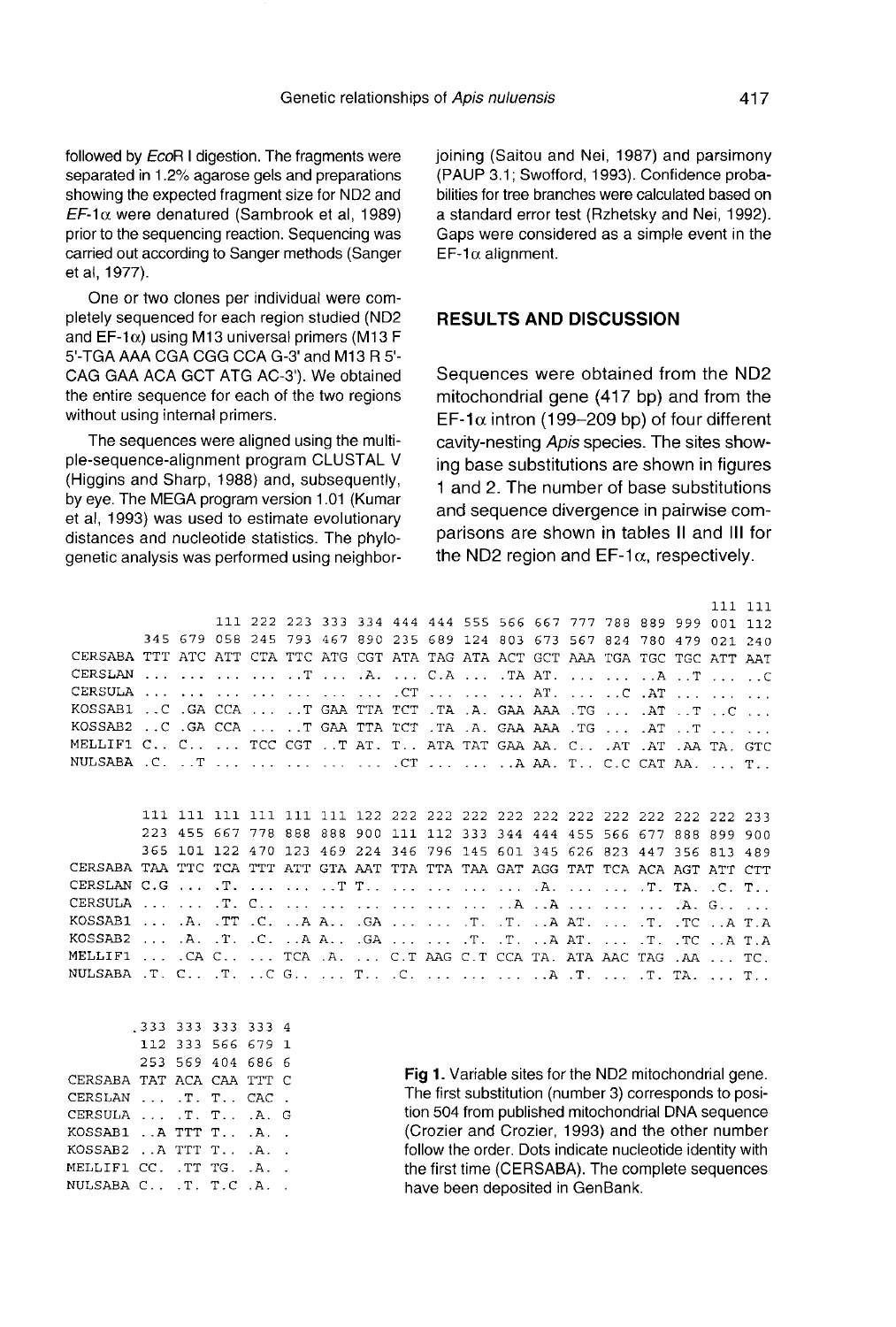followed by *Eco*R I digestion. The fragments were separated in 1.2% agarose gels and preparations showing the expected fragment size for ND2 and *EF*-1α were denatured (Sambrook et al, 1989) prior to the sequencing reaction. Sequencing was carried out according to Sanger methods (Sanger et al, 1977).

One or two clones per individual were completely sequenced for each region studied (ND2 and EF-1α) using M13 universal primers (M13 F 5'-TGA AAA CGA CGG CCA G-3' and M13 R 5'-CAG GAA ACA GCT ATG AC-3'). We obtained the entire sequence for each of the two regions without using internal primers.

The sequences were aligned using the multiple-sequence-alignment program CLUSTAL V (Higgins and Sharp, 1988) and, subsequently, by eye. The MEGA program version 1.01 (Kumar et al, 1993) was used to estimate evolutionary distances and nucleotide statistics. The phylogenetic analysis was performed using neighbor-joining (Saitou and Nei, 1987) and parsimony (PAUP 3.1; Swofford, 1993). Confidence probabilities for tree branches were calculated based on a standard error test (Rzhetsky and Nei, 1992). Gaps were considered as a simple event in the EF-1α alignment.

## RESULTS AND DISCUSSION

Sequences were obtained from the ND2 mitochondrial gene (417 bp) and from the EF-1α intron (199–209 bp) of four different cavity-nesting *Apis* species. The sites showing base substitutions are shown in figures 1 and 2. The number of base substitutions and sequence divergence in pairwise comparisons are shown in tables II and III for the ND2 region and EF-1α, respectively.

```
                                                                             111 111
                 111 222 223 333 334 444 444 555 566 667 777 788 889 999 001 112
         345 679 058 245 793 467 890 235 689 124 803 673 567 824 780 479 021 240
CERSABA  TTT ATC ATT CTA TTC ATG CGT ATA TAG ATA ACT GCT AAA TGA TGC TGC ATT AAT
CERSLAN  ... ... ... ... ..T ... .A. ... C.A ... .TA AT. ... ... ..A ..T ... ..C
CERSULA  ... ... ... ... ... ... ... .CT ... ... ... AT. ... ..C .AT ... ... ...
KOSSAB1  ..C .GA CCA ... ..T GAA TTA TCT .TA .A. GAA AAA .TG ... .AT ..T ..C ...
KOSSAB2  ..C .GA CCA ... ..T GAA TTA TCT .TA .A. GAA AAA .TG ... .AT ..T ... ...
MELLIF1  C.. C.. ... TCC CGT ..T AT. T.. ATA TAT GAA AA. C.. .AT .AT .AA TA. GTC
NULSABA  .C. ..T ... ... ... ... ... .CT ... ... ..A AA. T.. C.C CAT AA. ... T..

         111 111 111 111 111 111 122 222 222 222 222 222 222 222 222 222 222 233
         223 455 667 778 888 888 900 111 112 333 344 444 455 566 677 888 899 900
         365 101 122 470 123 469 224 346 796 145 601 345 626 823 447 356 813 489
CERSABA  TAA TTC TCA TTT ATT GTA AAT TTA TTA TAA GAT AGG TAT TCA ACA AGT ATT CTT
CERSLAN  C.G ... .T. ... ... ..T T.. ... ... ... ... .A. ... ... .T. TA. .C. T..
CERSULA  ... ... .T. C.. ... ... ... ... ... ... ..A ..A ... ... ... .A. G.. ...
KOSSAB1  ... .A. .TT .C. ..A A.. .GA ... ... .T. .T. ..A AT. ... .T. .TC ..A T.A
KOSSAB2  ... .A. .T. .C. ..A A.. .GA ... ... .T. .T. ..A AT. ... .T. .TC ..A T.A
MELLIF1  ... .CA C.. ... TCA .A. ... C.T AAG C.T CCA TA. ATA AAC TAG .AA ... TC.
NULSABA  .T. C.. .T. ..C G.. ... T.. .C. ... ... ... ..A .T. ... .T. TA. ... T..

         333 333 333 333 4
         112 333 566 679 1
         253 569 404 686 6
CERSABA  TAT ACA CAA TTT C
CERSLAN  ... .T. T.. CAC .
CERSULA  ... .T. T.. .A. G
KOSSAB1  ..A TTT T.. .A. .
KOSSAB2  ..A TTT T.. .A. .
MELLIF1  CC. .TT TG. .A. .
NULSABA  C.. .T. T.C .A. .
```

**Fig 1.** Variable sites for the ND2 mitochondrial gene. The first substitution (number 3) corresponds to position 504 from published mitochondrial DNA sequence (Crozier and Crozier, 1993) and the other number follow the order. Dots indicate nucleotide identity with the first time (CERSABA). The complete sequences have been deposited in GenBank.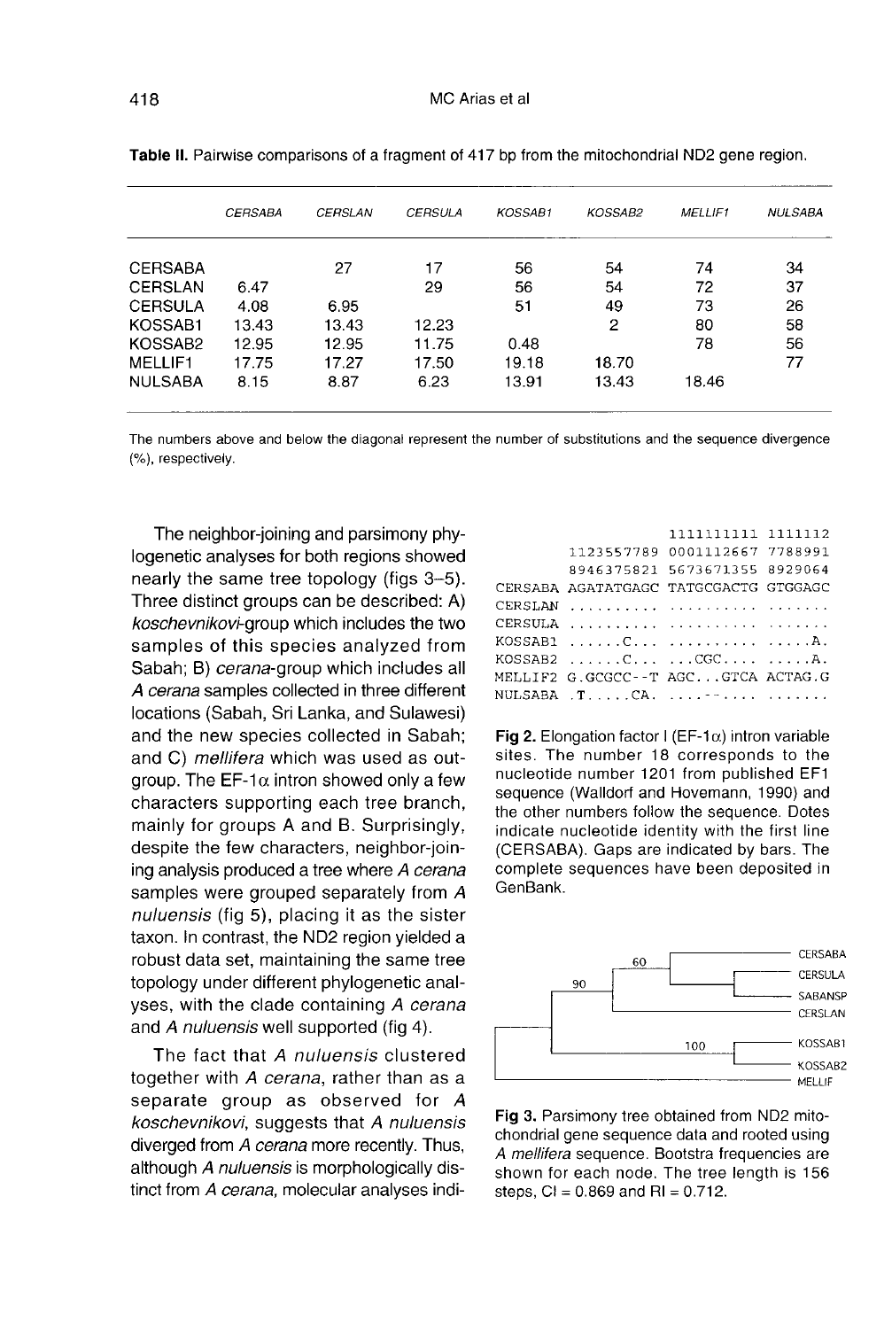**Table II.** Pairwise comparisons of a fragment of 417 bp from the mitochondrial ND2 gene region.

| | *CERSABA* | *CERSLAN* | *CERSULA* | *KOSSAB1* | *KOSSAB2* | *MELLIF1* | *NULSABA* |
|---|---|---|---|---|---|---|---|
| CERSABA | | 27 | 17 | 56 | 54 | 74 | 34 |
| CERSLAN | 6.47 | | 29 | 56 | 54 | 72 | 37 |
| CERSULA | 4.08 | 6.95 | | 51 | 49 | 73 | 26 |
| KOSSAB1 | 13.43 | 13.43 | 12.23 | | 2 | 80 | 58 |
| KOSSAB2 | 12.95 | 12.95 | 11.75 | 0.48 | | 78 | 56 |
| MELLIF1 | 17.75 | 17.27 | 17.50 | 19.18 | 18.70 | | 77 |
| NULSABA | 8.15 | 8.87 | 6.23 | 13.91 | 13.43 | 18.46 | |

The numbers above and below the diagonal represent the number of substitutions and the sequence divergence (%), respectively.

The neighbor-joining and parsimony phylogenetic analyses for both regions showed nearly the same tree topology (figs 3–5). Three distinct groups can be described: A) *koschevnikovi*-group which includes the two samples of this species analyzed from Sabah; B) *cerana*-group which includes all *A cerana* samples collected in three different locations (Sabah, Sri Lanka, and Sulawesi) and the new species collected in Sabah; and C) *mellifera* which was used as outgroup. The EF-1α intron showed only a few characters supporting each tree branch, mainly for groups A and B. Surprisingly, despite the few characters, neighbor-joining analysis produced a tree where *A cerana* samples were grouped separately from *A nuluensis* (fig 5), placing it as the sister taxon. In contrast, the ND2 region yielded a robust data set, maintaining the same tree topology under different phylogenetic analyses, with the clade containing *A cerana* and *A nuluensis* well supported (fig 4).

The fact that *A nuluensis* clustered together with *A cerana*, rather than as a separate group as observed for *A koschevnikovi*, suggests that *A nuluensis* diverged from *A cerana* more recently. Thus, although *A nuluensis* is morphologically distinct from *A cerana*, molecular analyses indi-

```
                 1111111111 1111112
         1123557789 0001112667 7788991
         8946375821 5673671355 8929064
CERSABA  AGATATGAGC TATGCGACTG GTGGAGC
CERSLAN  .......... .......... .......
CERSULA  .......... .......... .......
KOSSAB1  ......C... .......... .....A.
KOSSAB2  ......C... ...CGC.... .....A.
MELLIF2  G.GCGCC--T AGC...GTCA ACTAG.G
NULSABA  .T.....CA. ....--.... .......
```

**Fig 2.** Elongation factor I (EF-1α) intron variable sites. The number 18 corresponds to the nucleotide number 1201 from published EF1 sequence (Walldorf and Hovemann, 1990) and the other numbers follow the sequence. Dots indicate nucleotide identity with the first line (CERSABA). Gaps are indicated by bars. The complete sequences have been deposited in GenBank.

**Fig 3.** Parsimony tree obtained from ND2 mitochondrial gene sequence data and rooted using *A mellifera* sequence. Bootstra frequencies are shown for each node. The tree length is 156 steps, CI = 0.869 and RI = 0.712.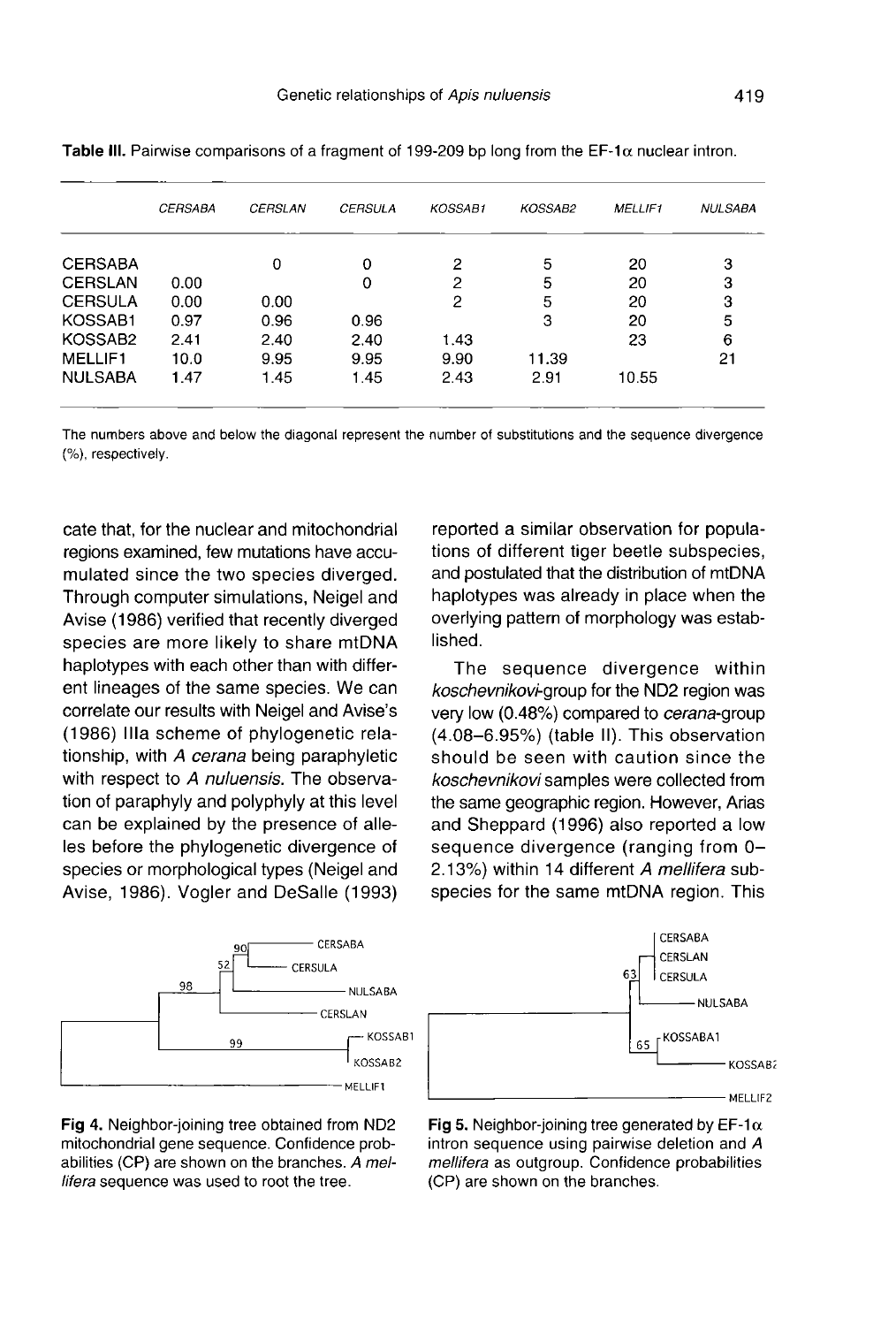**Table III.** Pairwise comparisons of a fragment of 199-209 bp long from the EF-1α nuclear intron.

| | *CERSABA* | *CERSLAN* | *CERSULA* | *KOSSAB1* | *KOSSAB2* | *MELLIF1* | *NULSABA* |
|---|---|---|---|---|---|---|---|
| CERSABA | | 0 | 0 | 2 | 5 | 20 | 3 |
| CERSLAN | 0.00 | | 0 | 2 | 5 | 20 | 3 |
| CERSULA | 0.00 | 0.00 | | 2 | 5 | 20 | 3 |
| KOSSAB1 | 0.97 | 0.96 | 0.96 | | 3 | 20 | 5 |
| KOSSAB2 | 2.41 | 2.40 | 2.40 | 1.43 | | 23 | 6 |
| MELLIF1 | 10.0 | 9.95 | 9.95 | 9.90 | 11.39 | | 21 |
| NULSABA | 1.47 | 1.45 | 1.45 | 2.43 | 2.91 | 10.55 | |

The numbers above and below the diagonal represent the number of substitutions and the sequence divergence (%), respectively.

cate that, for the nuclear and mitochondrial regions examined, few mutations have accumulated since the two species diverged. Through computer simulations, Neigel and Avise (1986) verified that recently diverged species are more likely to share mtDNA haplotypes with each other than with different lineages of the same species. We can correlate our results with Neigel and Avise's (1986) IIIa scheme of phylogenetic relationship, with *A cerana* being paraphyletic with respect to *A nuluensis*. The observation of paraphyly and polyphyly at this level can be explained by the presence of alleles before the phylogenetic divergence of species or morphological types (Neigel and Avise, 1986). Vogler and DeSalle (1993) reported a similar observation for populations of different tiger beetle subspecies, and postulated that the distribution of mtDNA haplotypes was already in place when the overlying pattern of morphology was established.

The sequence divergence within *koschevnikovi*-group for the ND2 region was very low (0.48%) compared to *cerana*-group (4.08–6.95%) (table II). This observation should be seen with caution since the *koschevnikovi* samples were collected from the same geographic region. However, Arias and Sheppard (1996) also reported a low sequence divergence (ranging from 0–2.13%) within 14 different *A mellifera* subspecies for the same mtDNA region. This

**Fig 4.** Neighbor-joining tree obtained from ND2 mitochondrial gene sequence. Confidence probabilities (CP) are shown on the branches. *A mellifera* sequence was used to root the tree.

**Fig 5.** Neighbor-joining tree generated by EF-1α intron sequence using pairwise deletion and *A mellifera* as outgroup. Confidence probabilities (CP) are shown on the branches.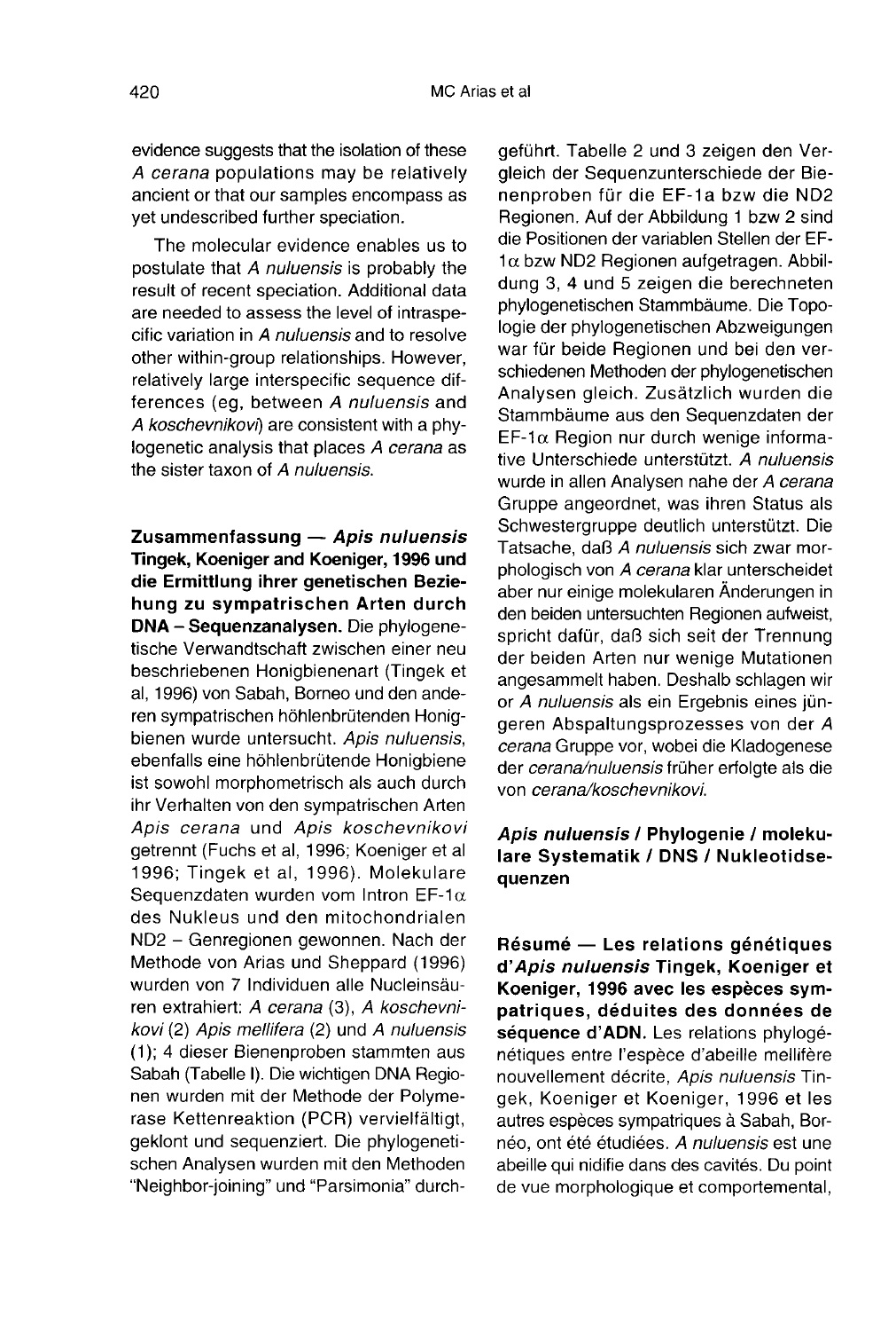evidence suggests that the isolation of these *A cerana* populations may be relatively ancient or that our samples encompass as yet undescribed further speciation.

The molecular evidence enables us to postulate that *A nuluensis* is probably the result of recent speciation. Additional data are needed to assess the level of intraspecific variation in *A nuluensis* and to resolve other within-group relationships. However, relatively large interspecific sequence differences (eg, between *A nuluensis* and *A koschevnikovi*) are consistent with a phylogenetic analysis that places *A cerana* as the sister taxon of *A nuluensis*.

**Zusammenfassung — *Apis nuluensis* Tingek, Koeniger and Koeniger, 1996 und die Ermittlung ihrer genetischen Beziehung zu sympatrischen Arten durch DNA – Sequenzanalysen.** Die phylogenetische Verwandtschaft zwischen einer neu beschriebenen Honigbienenart (Tingek et al, 1996) von Sabah, Borneo und den anderen sympatrischen höhlenbrütenden Honigbienen wurde untersucht. *Apis nuluensis*, ebenfalls eine höhlenbrütende Honigbiene ist sowohl morphometrisch als auch durch ihr Verhalten von den sympatrischen Arten *Apis cerana* und *Apis koschevnikovi* getrennt (Fuchs et al, 1996; Koeniger et al 1996; Tingek et al, 1996). Molekulare Sequenzdaten wurden vom Intron EF-1$\alpha$ des Nukleus und den mitochondrialen ND2 – Genregionen gewonnen. Nach der Methode von Arias und Sheppard (1996) wurden von 7 Individuen alle Nucleinsäuren extrahiert: *A cerana* (3), *A koschevnikovi* (2) *Apis mellifera* (2) und *A nuluensis* (1); 4 dieser Bienenproben stammten aus Sabah (Tabelle I). Die wichtigen DNA Regionen wurden mit der Methode der Polymerase Kettenreaktion (PCR) vervielfältigt, geklont und sequenziert. Die phylogenetischen Analysen wurden mit den Methoden "Neighbor-joining" und "Parsimonia" durchgeführt. Tabelle 2 und 3 zeigen den Vergleich der Sequenzunterschiede der Bienenproben für die EF-1a bzw die ND2 Regionen. Auf der Abbildung 1 bzw 2 sind die Positionen der variablen Stellen der EF-1$\alpha$ bzw ND2 Regionen aufgetragen. Abbildung 3, 4 und 5 zeigen die berechneten phylogenetischen Stammbäume. Die Topologie der phylogenetischen Abzweigungen war für beide Regionen und bei den verschiedenen Methoden der phylogenetischen Analysen gleich. Zusätzlich wurden die Stammbäume aus den Sequenzdaten der EF-1$\alpha$ Region nur durch wenige informative Unterschiede unterstützt. *A nuluensis* wurde in allen Analysen nahe der *A cerana* Gruppe angeordnet, was ihren Status als Schwestergruppe deutlich unterstützt. Die Tatsache, daß *A nuluensis* sich zwar morphologisch von *A cerana* klar unterscheidet aber nur einige molekularen Änderungen in den beiden untersuchten Regionen aufweist, spricht dafür, daß sich seit der Trennung der beiden Arten nur wenige Mutationen angesammelt haben. Deshalb schlagen wir or *A nuluensis* als ein Ergebnis eines jüngeren Abspaltungsprozesses von der *A cerana* Gruppe vor, wobei die Kladogenese der *cerana/nuluensis* früher erfolgte als die von *cerana/koschevnikovi*.

***Apis nuluensis* / Phylogenie / molekulare Systematik / DNS / Nukleotidsequenzen**

**Résumé — Les relations génétiques d'*Apis nuluensis* Tingek, Koeniger et Koeniger, 1996 avec les espèces sympatriques, déduites des données de séquence d'ADN.** Les relations phylogénétiques entre l'espèce d'abeille mellifère nouvellement décrite, *Apis nuluensis* Tingek, Koeniger et Koeniger, 1996 et les autres espèces sympatriques à Sabah, Bornéo, ont été étudiées. *A nuluensis* est une abeille qui nidifie dans des cavités. Du point de vue morphologique et comportemental,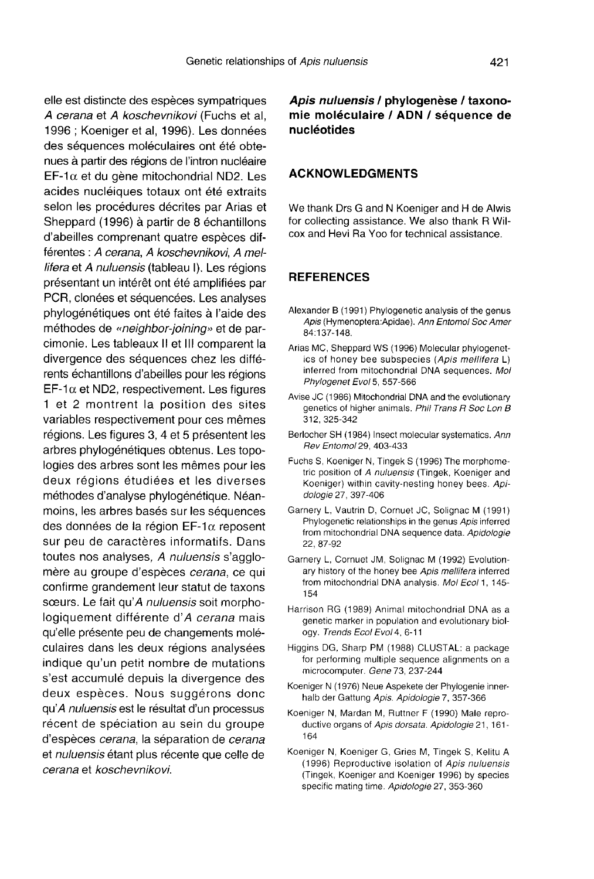elle est distincte des espèces sympatriques *A cerana* et *A koschevnikovi* (Fuchs et al, 1996 ; Koeniger et al, 1996). Les données des séquences moléculaires ont été obtenues à partir des régions de l'intron nucléaire EF-1$\alpha$ et du gène mitochondrial ND2. Les acides nucléiques totaux ont été extraits selon les procédures décrites par Arias et Sheppard (1996) à partir de 8 échantillons d'abeilles comprenant quatre espèces différentes : *A cerana*, *A koschevnikovi*, *A mellifera* et *A nuluensis* (tableau I). Les régions présentant un intérêt ont été amplifiées par PCR, clonées et séquencées. Les analyses phylogénétiques ont été faites à l'aide des méthodes de «*neighbor-joining*» et de parcimonie. Les tableaux II et III comparent la divergence des séquences chez les différents échantillons d'abeilles pour les régions EF-1$\alpha$ et ND2, respectivement. Les figures 1 et 2 montrent la position des sites variables respectivement pour ces mêmes régions. Les figures 3, 4 et 5 présentent les arbres phylogénétiques obtenus. Les topologies des arbres sont les mêmes pour les deux régions étudiées et les diverses méthodes d'analyse phylogénétique. Néanmoins, les arbres basés sur les séquences des données de la région EF-1$\alpha$ reposent sur peu de caractères informatifs. Dans toutes nos analyses, *A nuluensis* s'agglomère au groupe d'espèces *cerana*, ce qui confirme grandement leur statut de taxons sœurs. Le fait qu'*A nuluensis* soit morphologiquement différente d'*A cerana* mais qu'elle présente peu de changements moléculaires dans les deux régions analysées indique qu'un petit nombre de mutations s'est accumulé depuis la divergence des deux espèces. Nous suggérons donc qu'*A nuluensis* est le résultat d'un processus récent de spéciation au sein du groupe d'espèces *cerana*, la séparation de *cerana* et *nuluensis* étant plus récente que celle de *cerana* et *koschevnikovi*.

***Apis nuluensis* / phylogenèse / taxonomie moléculaire / ADN / séquence de nucléotides**

## ACKNOWLEDGMENTS

We thank Drs G and N Koeniger and H de Alwis for collecting assistance. We also thank R Wilcox and Hevi Ra Yoo for technical assistance.

## REFERENCES

Alexander B (1991) Phylogenetic analysis of the genus *Apis* (Hymenoptera:Apidae). *Ann Entomol Soc Amer* 84:137-148.

Arias MC, Sheppard WS (1996) Molecular phylogenetics of honey bee subspecies (*Apis mellifera* L) inferred from mitochondrial DNA sequences. *Mol Phylogenet Evol* 5, 557-566

Avise JC (1986) Mitochondrial DNA and the evolutionary genetics of higher animals. *Phil Trans R Soc Lon B* 312, 325-342

Berlocher SH (1984) Insect molecular systematics. *Ann Rev Entomol* 29, 403-433

Fuchs S, Koeniger N, Tingek S (1996) The morphometric position of *A nuluensis* (Tingek, Koeniger and Koeniger) within cavity-nesting honey bees. *Apidologie* 27, 397-406

Garnery L, Vautrin D, Cornuet JC, Solignac M (1991) Phylogenetic relationships in the genus *Apis* inferred from mitochondrial DNA sequence data. *Apidologie* 22, 87-92

Garnery L, Cornuet JM, Solignac M (1992) Evolutionary history of the honey bee *Apis mellifera* inferred from mitochondrial DNA analysis. *Mol Ecol* 1, 145-154

Harrison RG (1989) Animal mitochondrial DNA as a genetic marker in population and evolutionary biology. *Trends Ecol Evol* 4, 6-11

Higgins DG, Sharp PM (1988) CLUSTAL: a package for performing multiple sequence alignments on a microcomputer. *Gene* 73, 237-244

Koeniger N (1976) Neue Aspekete der Phylogenie innerhalb der Gattung *Apis*. *Apidologie* 7, 357-366

Koeniger N, Mardan M, Ruttner F (1990) Male reproductive organs of *Apis dorsata*. *Apidologie* 21, 161-164

Koeniger N, Koeniger G, Gries M, Tingek S, Kelitu A (1996) Reproductive isolation of *Apis nuluensis* (Tingek, Koeniger and Koeniger 1996) by species specific mating time. *Apidologie* 27, 353-360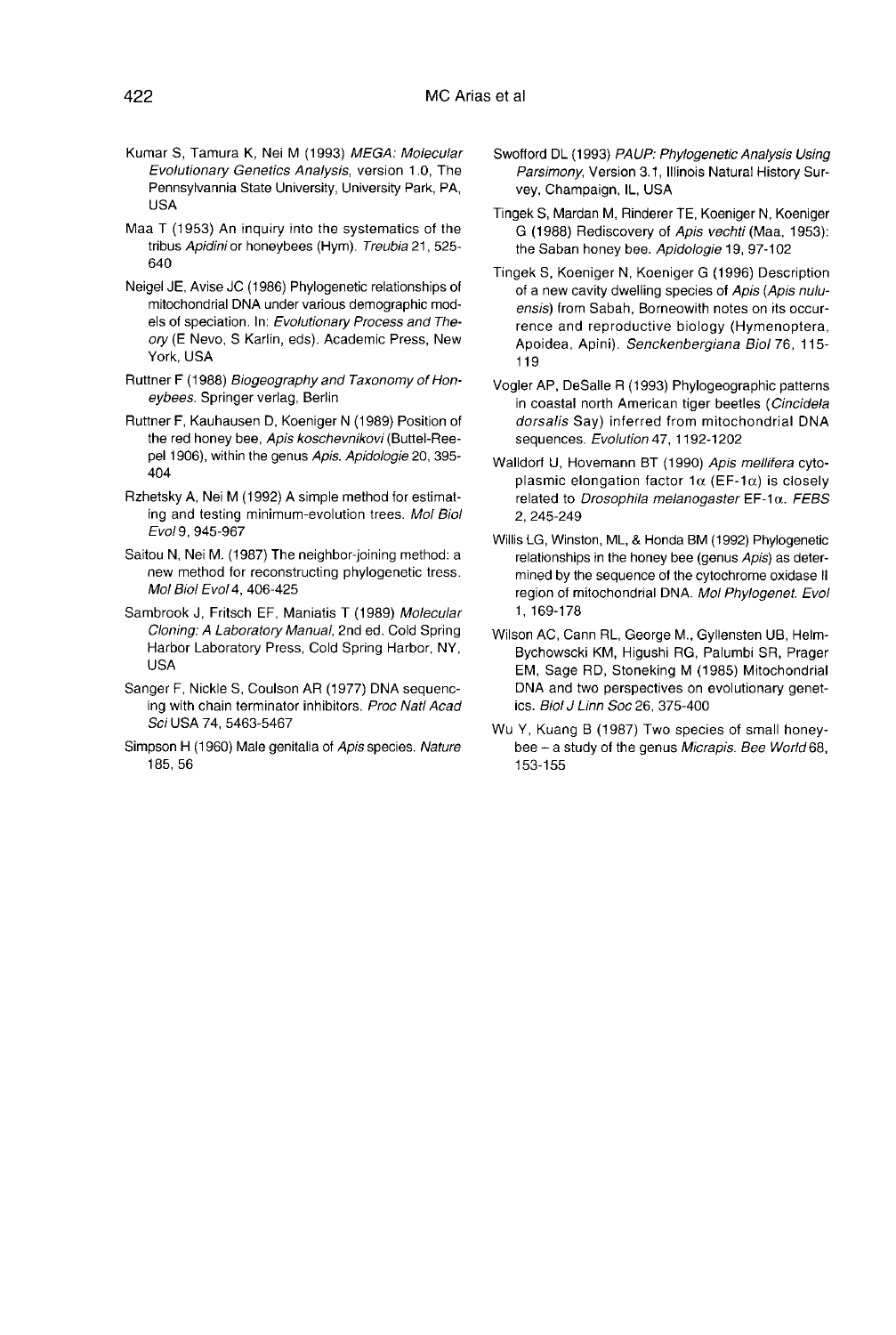Kumar S, Tamura K, Nei M (1993) *MEGA: Molecular Evolutionary Genetics Analysis*, version 1.0, The Pennsylvannia State University, University Park, PA, USA

Maa T (1953) An inquiry into the systematics of the tribus *Apidini* or honeybees (Hym). *Treubia* 21, 525-640

Neigel JE, Avise JC (1986) Phylogenetic relationships of mitochondrial DNA under various demographic models of speciation. In: *Evolutionary Process and Theory* (E Nevo, S Karlin, eds). Academic Press, New York, USA

Ruttner F (1988) *Biogeography and Taxonomy of Honeybees*. Springer verlag, Berlin

Ruttner F, Kauhausen D, Koeniger N (1989) Position of the red honey bee, *Apis koschevnikovi* (Buttel-Reepel 1906), within the genus *Apis*. *Apidologie* 20, 395-404

Rzhetsky A, Nei M (1992) A simple method for estimating and testing minimum-evolution trees. *Mol Biol Evol* 9, 945-967

Saitou N, Nei M. (1987) The neighbor-joining method: a new method for reconstructing phylogenetic tress. *Mol Biol Evol* 4, 406-425

Sambrook J, Fritsch EF, Maniatis T (1989) *Molecular Cloning: A Laboratory Manual*, 2nd ed. Cold Spring Harbor Laboratory Press, Cold Spring Harbor, NY, USA

Sanger F, Nickle S, Coulson AR (1977) DNA sequencing with chain terminator inhibitors. *Proc Natl Acad Sci* USA 74, 5463-5467

Simpson H (1960) Male genitalia of *Apis* species. *Nature* 185, 56

Swofford DL (1993) *PAUP: Phylogenetic Analysis Using Parsimony*, Version 3.1, Illinois Natural History Survey, Champaign, IL, USA

Tingek S, Mardan M, Rinderer TE, Koeniger N, Koeniger G (1988) Rediscovery of *Apis vechti* (Maa, 1953): the Saban honey bee. *Apidologie* 19, 97-102

Tingek S, Koeniger N, Koeniger G (1996) Description of a new cavity dwelling species of *Apis* (*Apis nuluensis*) from Sabah, Borneowith notes on its occurrence and reproductive biology (Hymenoptera, Apoidea, Apini). *Senckenbergiana Biol* 76, 115-119

Vogler AP, DeSalle R (1993) Phylogeographic patterns in coastal north American tiger beetles (*Cincidela dorsalis* Say) inferred from mitochondrial DNA sequences. *Evolution* 47, 1192-1202

Walldorf U, Hovemann BT (1990) *Apis mellifera* cytoplasmic elongation factor 1$\alpha$ (EF-1$\alpha$) is closely related to *Drosophila melanogaster* EF-1$\alpha$. *FEBS* 2, 245-249

Willis LG, Winston, ML, & Honda BM (1992) Phylogenetic relationships in the honey bee (genus *Apis*) as determined by the sequence of the cytochrome oxidase II region of mitochondrial DNA. *Mol Phylogenet. Evol* 1, 169-178

Wilson AC, Cann RL, George M., Gyllensten UB, Helm-Bychowscki KM, Higushi RG, Palumbi SR, Prager EM, Sage RD, Stoneking M (1985) Mitochondrial DNA and two perspectives on evolutionary genetics. *Biol J Linn Soc* 26, 375-400

Wu Y, Kuang B (1987) Two species of small honeybee – a study of the genus *Micrapis*. *Bee World* 68, 153-155